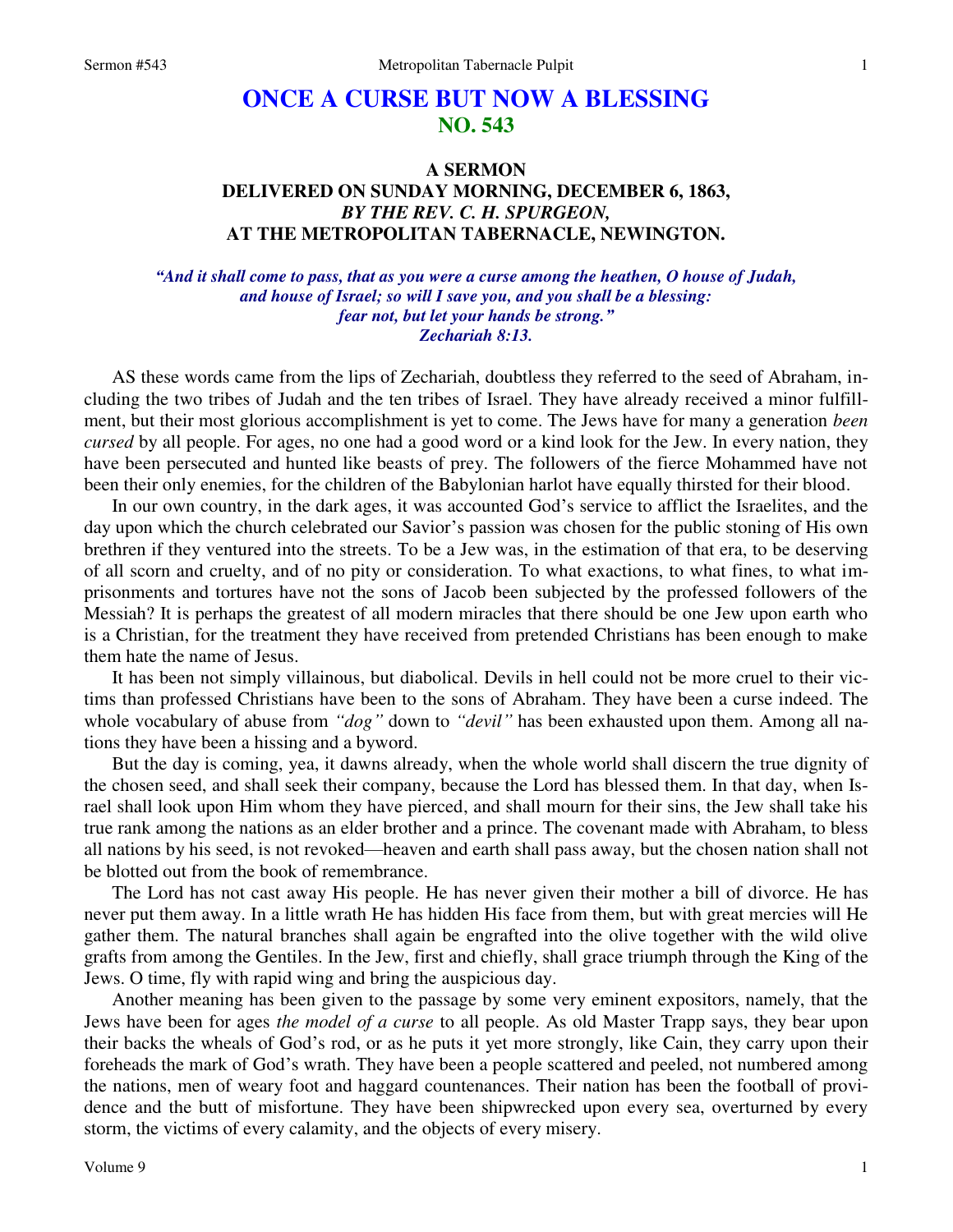# ONCE A CURSE BUT NOW A BLESSING
## NO. 543

### A SERMON
### DELIVERED ON SUNDAY MORNING, DECEMBER 6, 1863,
### *BY THE REV. C. H. SPURGEON,*
### AT THE METROPOLITAN TABERNACLE, NEWINGTON.

***"And it shall come to pass, that as you were a curse among the heathen, O house of Judah, and house of Israel; so will I save you, and you shall be a blessing: fear not, but let your hands be strong." Zechariah 8:13.***

AS these words came from the lips of Zechariah, doubtless they referred to the seed of Abraham, including the two tribes of Judah and the ten tribes of Israel. They have already received a minor fulfillment, but their most glorious accomplishment is yet to come. The Jews have for many a generation *been cursed* by all people. For ages, no one had a good word or a kind look for the Jew. In every nation, they have been persecuted and hunted like beasts of prey. The followers of the fierce Mohammed have not been their only enemies, for the children of the Babylonian harlot have equally thirsted for their blood.

In our own country, in the dark ages, it was accounted God's service to afflict the Israelites, and the day upon which the church celebrated our Savior's passion was chosen for the public stoning of His own brethren if they ventured into the streets. To be a Jew was, in the estimation of that era, to be deserving of all scorn and cruelty, and of no pity or consideration. To what exactions, to what fines, to what imprisonments and tortures have not the sons of Jacob been subjected by the professed followers of the Messiah? It is perhaps the greatest of all modern miracles that there should be one Jew upon earth who is a Christian, for the treatment they have received from pretended Christians has been enough to make them hate the name of Jesus.

It has been not simply villainous, but diabolical. Devils in hell could not be more cruel to their victims than professed Christians have been to the sons of Abraham. They have been a curse indeed. The whole vocabulary of abuse from *"dog"* down to *"devil"* has been exhausted upon them. Among all nations they have been a hissing and a byword.

But the day is coming, yea, it dawns already, when the whole world shall discern the true dignity of the chosen seed, and shall seek their company, because the Lord has blessed them. In that day, when Israel shall look upon Him whom they have pierced, and shall mourn for their sins, the Jew shall take his true rank among the nations as an elder brother and a prince. The covenant made with Abraham, to bless all nations by his seed, is not revoked—heaven and earth shall pass away, but the chosen nation shall not be blotted out from the book of remembrance.

The Lord has not cast away His people. He has never given their mother a bill of divorce. He has never put them away. In a little wrath He has hidden His face from them, but with great mercies will He gather them. The natural branches shall again be engrafted into the olive together with the wild olive grafts from among the Gentiles. In the Jew, first and chiefly, shall grace triumph through the King of the Jews. O time, fly with rapid wing and bring the auspicious day.

Another meaning has been given to the passage by some very eminent expositors, namely, that the Jews have been for ages *the model of a curse* to all people. As old Master Trapp says, they bear upon their backs the wheals of God's rod, or as he puts it yet more strongly, like Cain, they carry upon their foreheads the mark of God's wrath. They have been a people scattered and peeled, not numbered among the nations, men of weary foot and haggard countenances. Their nation has been the football of providence and the butt of misfortune. They have been shipwrecked upon every sea, overturned by every storm, the victims of every calamity, and the objects of every misery.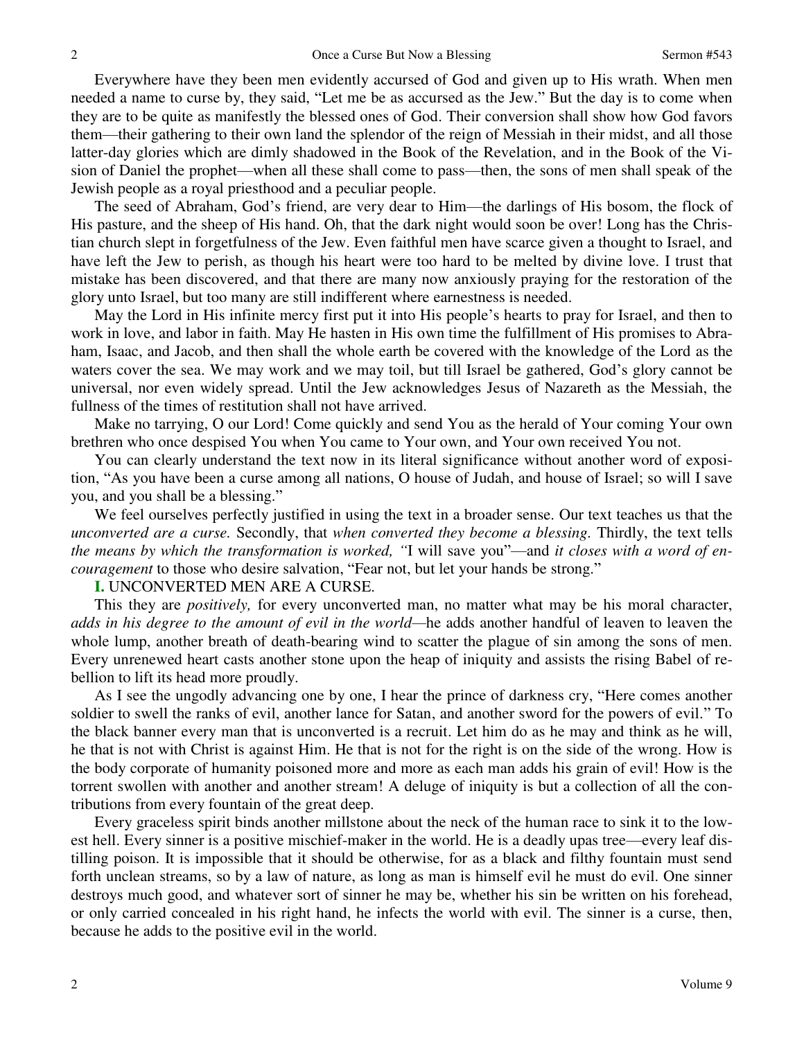Everywhere have they been men evidently accursed of God and given up to His wrath. When men needed a name to curse by, they said, "Let me be as accursed as the Jew." But the day is to come when they are to be quite as manifestly the blessed ones of God. Their conversion shall show how God favors them—their gathering to their own land the splendor of the reign of Messiah in their midst, and all those latter-day glories which are dimly shadowed in the Book of the Revelation, and in the Book of the Vision of Daniel the prophet—when all these shall come to pass—then, the sons of men shall speak of the Jewish people as a royal priesthood and a peculiar people.

The seed of Abraham, God's friend, are very dear to Him—the darlings of His bosom, the flock of His pasture, and the sheep of His hand. Oh, that the dark night would soon be over! Long has the Christian church slept in forgetfulness of the Jew. Even faithful men have scarce given a thought to Israel, and have left the Jew to perish, as though his heart were too hard to be melted by divine love. I trust that mistake has been discovered, and that there are many now anxiously praying for the restoration of the glory unto Israel, but too many are still indifferent where earnestness is needed.

May the Lord in His infinite mercy first put it into His people's hearts to pray for Israel, and then to work in love, and labor in faith. May He hasten in His own time the fulfillment of His promises to Abraham, Isaac, and Jacob, and then shall the whole earth be covered with the knowledge of the Lord as the waters cover the sea. We may work and we may toil, but till Israel be gathered, God's glory cannot be universal, nor even widely spread. Until the Jew acknowledges Jesus of Nazareth as the Messiah, the fullness of the times of restitution shall not have arrived.

Make no tarrying, O our Lord! Come quickly and send You as the herald of Your coming Your own brethren who once despised You when You came to Your own, and Your own received You not.

You can clearly understand the text now in its literal significance without another word of exposition, "As you have been a curse among all nations, O house of Judah, and house of Israel; so will I save you, and you shall be a blessing."

We feel ourselves perfectly justified in using the text in a broader sense. Our text teaches us that the *unconverted are a curse.* Secondly, that *when converted they become a blessing.* Thirdly, the text tells *the means by which the transformation is worked, "*I will save you"—and *it closes with a word of encouragement* to those who desire salvation, "Fear not, but let your hands be strong."

**I.** UNCONVERTED MEN ARE A CURSE.

This they are *positively,* for every unconverted man, no matter what may be his moral character, *adds in his degree to the amount of evil in the world*—he adds another handful of leaven to leaven the whole lump, another breath of death-bearing wind to scatter the plague of sin among the sons of men. Every unrenewed heart casts another stone upon the heap of iniquity and assists the rising Babel of rebellion to lift its head more proudly.

As I see the ungodly advancing one by one, I hear the prince of darkness cry, "Here comes another soldier to swell the ranks of evil, another lance for Satan, and another sword for the powers of evil." To the black banner every man that is unconverted is a recruit. Let him do as he may and think as he will, he that is not with Christ is against Him. He that is not for the right is on the side of the wrong. How is the body corporate of humanity poisoned more and more as each man adds his grain of evil! How is the torrent swollen with another and another stream! A deluge of iniquity is but a collection of all the contributions from every fountain of the great deep.

Every graceless spirit binds another millstone about the neck of the human race to sink it to the lowest hell. Every sinner is a positive mischief-maker in the world. He is a deadly upas tree—every leaf distilling poison. It is impossible that it should be otherwise, for as a black and filthy fountain must send forth unclean streams, so by a law of nature, as long as man is himself evil he must do evil. One sinner destroys much good, and whatever sort of sinner he may be, whether his sin be written on his forehead, or only carried concealed in his right hand, he infects the world with evil. The sinner is a curse, then, because he adds to the positive evil in the world.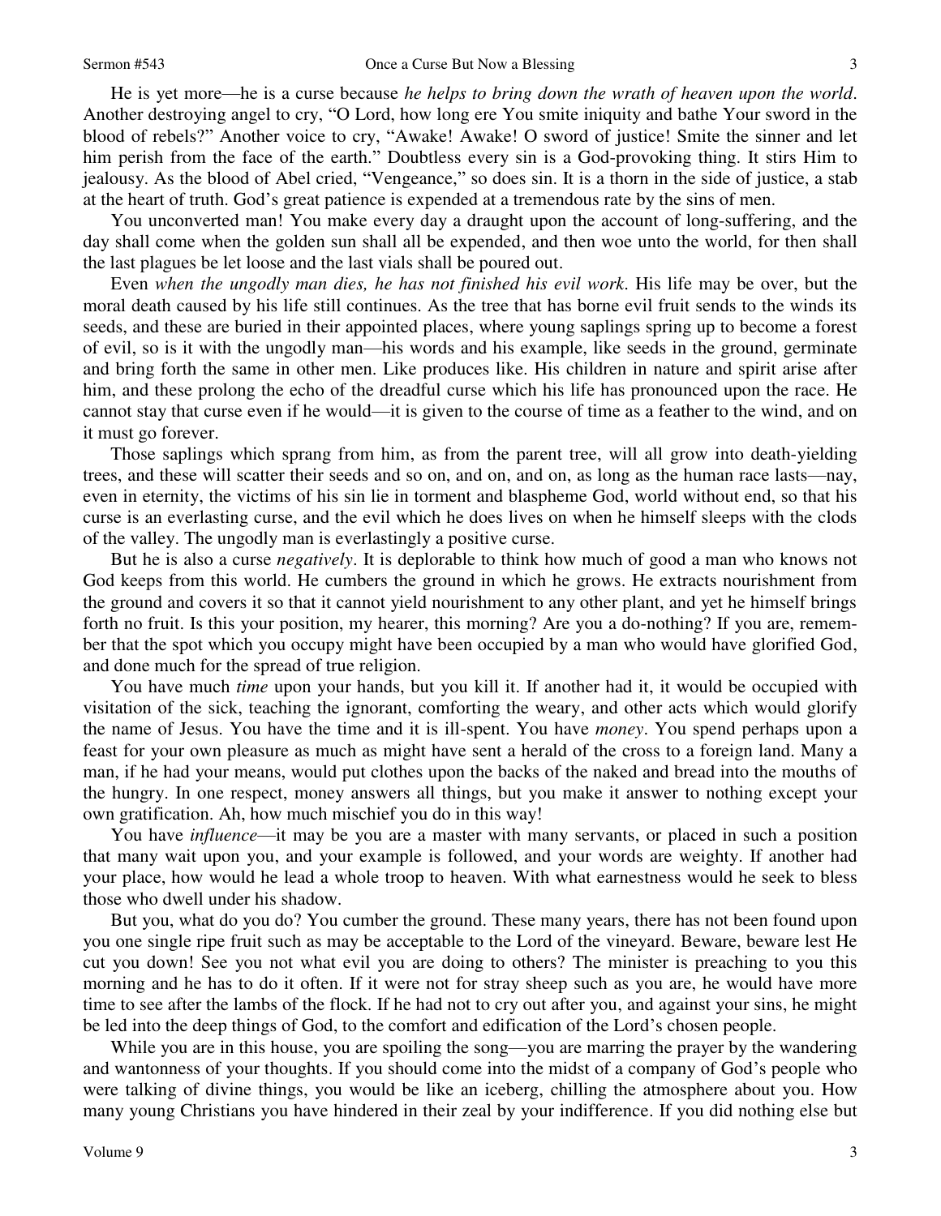He is yet more—he is a curse because *he helps to bring down the wrath of heaven upon the world*. Another destroying angel to cry, "O Lord, how long ere You smite iniquity and bathe Your sword in the blood of rebels?" Another voice to cry, "Awake! Awake! O sword of justice! Smite the sinner and let him perish from the face of the earth." Doubtless every sin is a God-provoking thing. It stirs Him to jealousy. As the blood of Abel cried, "Vengeance," so does sin. It is a thorn in the side of justice, a stab at the heart of truth. God's great patience is expended at a tremendous rate by the sins of men.

You unconverted man! You make every day a draught upon the account of long-suffering, and the day shall come when the golden sun shall all be expended, and then woe unto the world, for then shall the last plagues be let loose and the last vials shall be poured out.

Even *when the ungodly man dies, he has not finished his evil work*. His life may be over, but the moral death caused by his life still continues. As the tree that has borne evil fruit sends to the winds its seeds, and these are buried in their appointed places, where young saplings spring up to become a forest of evil, so is it with the ungodly man—his words and his example, like seeds in the ground, germinate and bring forth the same in other men. Like produces like. His children in nature and spirit arise after him, and these prolong the echo of the dreadful curse which his life has pronounced upon the race. He cannot stay that curse even if he would—it is given to the course of time as a feather to the wind, and on it must go forever.

Those saplings which sprang from him, as from the parent tree, will all grow into death-yielding trees, and these will scatter their seeds and so on, and on, and on, as long as the human race lasts—nay, even in eternity, the victims of his sin lie in torment and blaspheme God, world without end, so that his curse is an everlasting curse, and the evil which he does lives on when he himself sleeps with the clods of the valley. The ungodly man is everlastingly a positive curse.

But he is also a curse *negatively*. It is deplorable to think how much of good a man who knows not God keeps from this world. He cumbers the ground in which he grows. He extracts nourishment from the ground and covers it so that it cannot yield nourishment to any other plant, and yet he himself brings forth no fruit. Is this your position, my hearer, this morning? Are you a do-nothing? If you are, remember that the spot which you occupy might have been occupied by a man who would have glorified God, and done much for the spread of true religion.

You have much *time* upon your hands, but you kill it. If another had it, it would be occupied with visitation of the sick, teaching the ignorant, comforting the weary, and other acts which would glorify the name of Jesus. You have the time and it is ill-spent. You have *money*. You spend perhaps upon a feast for your own pleasure as much as might have sent a herald of the cross to a foreign land. Many a man, if he had your means, would put clothes upon the backs of the naked and bread into the mouths of the hungry. In one respect, money answers all things, but you make it answer to nothing except your own gratification. Ah, how much mischief you do in this way!

You have *influence*—it may be you are a master with many servants, or placed in such a position that many wait upon you, and your example is followed, and your words are weighty. If another had your place, how would he lead a whole troop to heaven. With what earnestness would he seek to bless those who dwell under his shadow.

But you, what do you do? You cumber the ground. These many years, there has not been found upon you one single ripe fruit such as may be acceptable to the Lord of the vineyard. Beware, beware lest He cut you down! See you not what evil you are doing to others? The minister is preaching to you this morning and he has to do it often. If it were not for stray sheep such as you are, he would have more time to see after the lambs of the flock. If he had not to cry out after you, and against your sins, he might be led into the deep things of God, to the comfort and edification of the Lord's chosen people.

While you are in this house, you are spoiling the song—you are marring the prayer by the wandering and wantonness of your thoughts. If you should come into the midst of a company of God's people who were talking of divine things, you would be like an iceberg, chilling the atmosphere about you. How many young Christians you have hindered in their zeal by your indifference. If you did nothing else but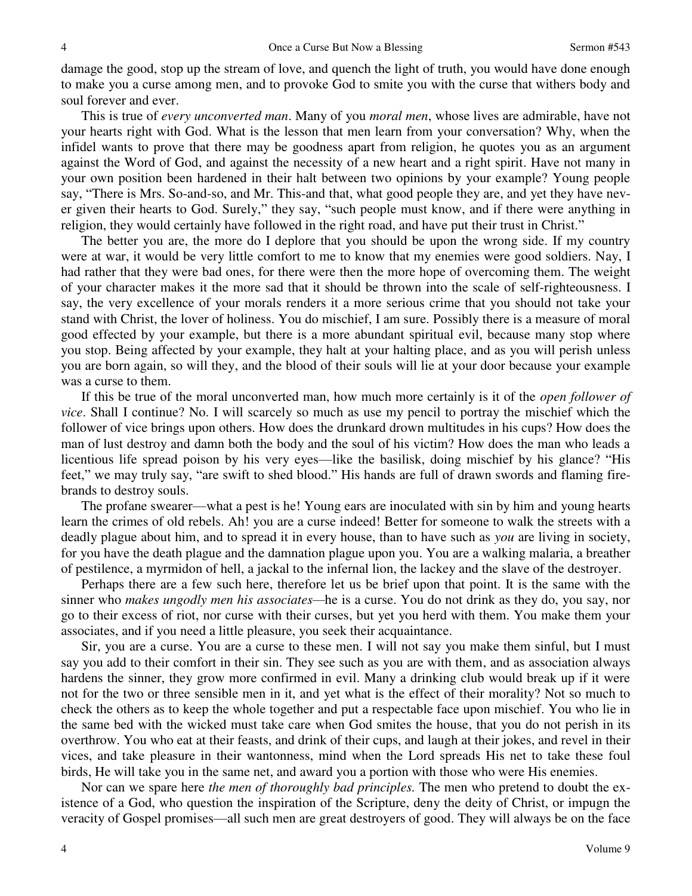damage the good, stop up the stream of love, and quench the light of truth, you would have done enough to make you a curse among men, and to provoke God to smite you with the curse that withers body and soul forever and ever.

This is true of *every unconverted man*. Many of you *moral men*, whose lives are admirable, have not your hearts right with God. What is the lesson that men learn from your conversation? Why, when the infidel wants to prove that there may be goodness apart from religion, he quotes you as an argument against the Word of God, and against the necessity of a new heart and a right spirit. Have not many in your own position been hardened in their halt between two opinions by your example? Young people say, "There is Mrs. So-and-so, and Mr. This-and that, what good people they are, and yet they have never given their hearts to God. Surely," they say, "such people must know, and if there were anything in religion, they would certainly have followed in the right road, and have put their trust in Christ."

The better you are, the more do I deplore that you should be upon the wrong side. If my country were at war, it would be very little comfort to me to know that my enemies were good soldiers. Nay, I had rather that they were bad ones, for there were then the more hope of overcoming them. The weight of your character makes it the more sad that it should be thrown into the scale of self-righteousness. I say, the very excellence of your morals renders it a more serious crime that you should not take your stand with Christ, the lover of holiness. You do mischief, I am sure. Possibly there is a measure of moral good effected by your example, but there is a more abundant spiritual evil, because many stop where you stop. Being affected by your example, they halt at your halting place, and as you will perish unless you are born again, so will they, and the blood of their souls will lie at your door because your example was a curse to them.

If this be true of the moral unconverted man, how much more certainly is it of the *open follower of vice*. Shall I continue? No. I will scarcely so much as use my pencil to portray the mischief which the follower of vice brings upon others. How does the drunkard drown multitudes in his cups? How does the man of lust destroy and damn both the body and the soul of his victim? How does the man who leads a licentious life spread poison by his very eyes—like the basilisk, doing mischief by his glance? "His feet," we may truly say, "are swift to shed blood." His hands are full of drawn swords and flaming firebrands to destroy souls.

The profane swearer—what a pest is he! Young ears are inoculated with sin by him and young hearts learn the crimes of old rebels. Ah! you are a curse indeed! Better for someone to walk the streets with a deadly plague about him, and to spread it in every house, than to have such as *you* are living in society, for you have the death plague and the damnation plague upon you. You are a walking malaria, a breather of pestilence, a myrmidon of hell, a jackal to the infernal lion, the lackey and the slave of the destroyer.

Perhaps there are a few such here, therefore let us be brief upon that point. It is the same with the sinner who *makes ungodly men his associates*—he is a curse. You do not drink as they do, you say, nor go to their excess of riot, nor curse with their curses, but yet you herd with them. You make them your associates, and if you need a little pleasure, you seek their acquaintance.

Sir, you are a curse. You are a curse to these men. I will not say you make them sinful, but I must say you add to their comfort in their sin. They see such as you are with them, and as association always hardens the sinner, they grow more confirmed in evil. Many a drinking club would break up if it were not for the two or three sensible men in it, and yet what is the effect of their morality? Not so much to check the others as to keep the whole together and put a respectable face upon mischief. You who lie in the same bed with the wicked must take care when God smites the house, that you do not perish in its overthrow. You who eat at their feasts, and drink of their cups, and laugh at their jokes, and revel in their vices, and take pleasure in their wantonness, mind when the Lord spreads His net to take these foul birds, He will take you in the same net, and award you a portion with those who were His enemies.

Nor can we spare here *the men of thoroughly bad principles.* The men who pretend to doubt the existence of a God, who question the inspiration of the Scripture, deny the deity of Christ, or impugn the veracity of Gospel promises—all such men are great destroyers of good. They will always be on the face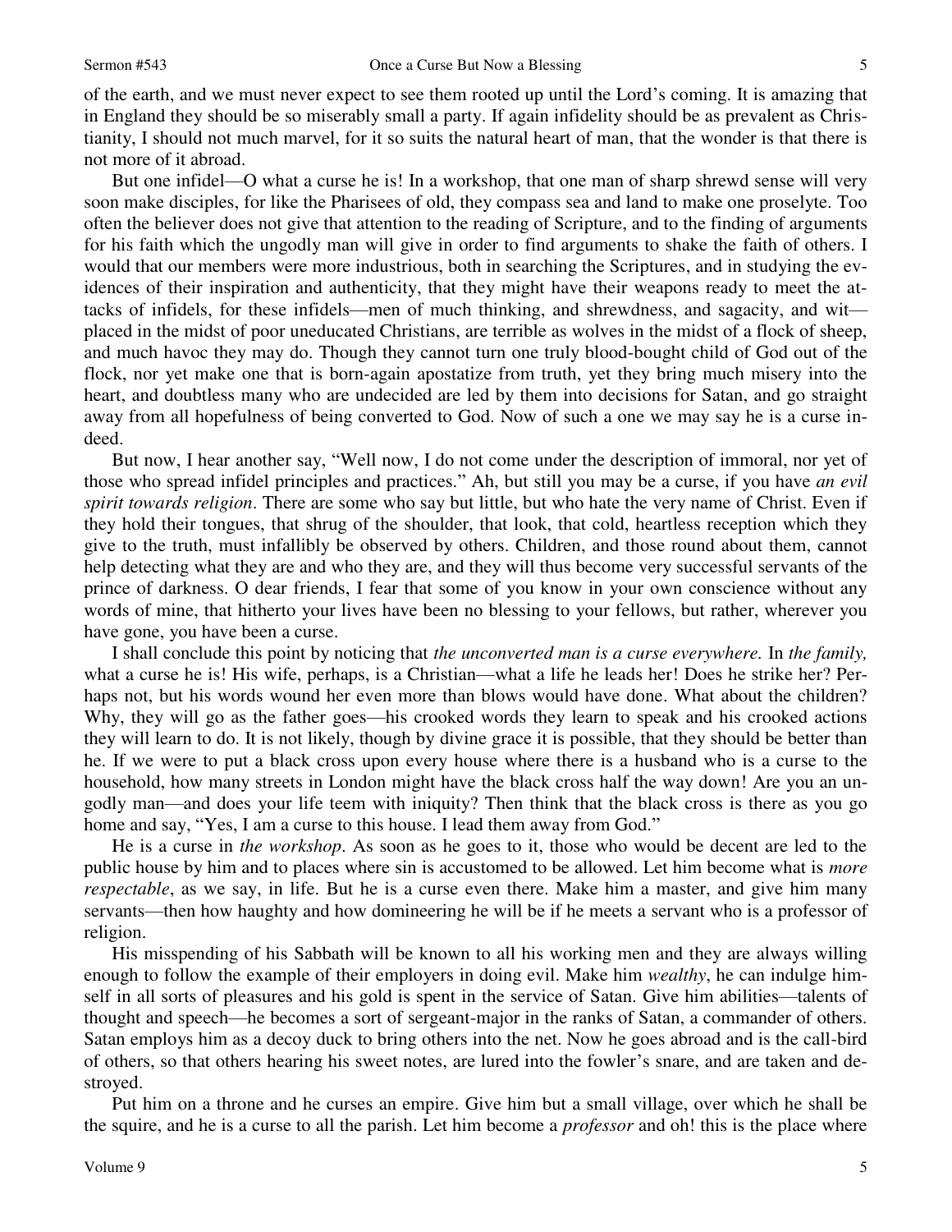of the earth, and we must never expect to see them rooted up until the Lord's coming. It is amazing that in England they should be so miserably small a party. If again infidelity should be as prevalent as Christianity, I should not much marvel, for it so suits the natural heart of man, that the wonder is that there is not more of it abroad.

But one infidel—O what a curse he is! In a workshop, that one man of sharp shrewd sense will very soon make disciples, for like the Pharisees of old, they compass sea and land to make one proselyte. Too often the believer does not give that attention to the reading of Scripture, and to the finding of arguments for his faith which the ungodly man will give in order to find arguments to shake the faith of others. I would that our members were more industrious, both in searching the Scriptures, and in studying the evidences of their inspiration and authenticity, that they might have their weapons ready to meet the attacks of infidels, for these infidels—men of much thinking, and shrewdness, and sagacity, and wit—placed in the midst of poor uneducated Christians, are terrible as wolves in the midst of a flock of sheep, and much havoc they may do. Though they cannot turn one truly blood-bought child of God out of the flock, nor yet make one that is born-again apostatize from truth, yet they bring much misery into the heart, and doubtless many who are undecided are led by them into decisions for Satan, and go straight away from all hopefulness of being converted to God. Now of such a one we may say he is a curse indeed.

But now, I hear another say, "Well now, I do not come under the description of immoral, nor yet of those who spread infidel principles and practices." Ah, but still you may be a curse, if you have *an evil spirit towards religion*. There are some who say but little, but who hate the very name of Christ. Even if they hold their tongues, that shrug of the shoulder, that look, that cold, heartless reception which they give to the truth, must infallibly be observed by others. Children, and those round about them, cannot help detecting what they are and who they are, and they will thus become very successful servants of the prince of darkness. O dear friends, I fear that some of you know in your own conscience without any words of mine, that hitherto your lives have been no blessing to your fellows, but rather, wherever you have gone, you have been a curse.

I shall conclude this point by noticing that *the unconverted man is a curse everywhere.* In *the family,* what a curse he is! His wife, perhaps, is a Christian—what a life he leads her! Does he strike her? Perhaps not, but his words wound her even more than blows would have done. What about the children? Why, they will go as the father goes—his crooked words they learn to speak and his crooked actions they will learn to do. It is not likely, though by divine grace it is possible, that they should be better than he. If we were to put a black cross upon every house where there is a husband who is a curse to the household, how many streets in London might have the black cross half the way down! Are you an ungodly man—and does your life teem with iniquity? Then think that the black cross is there as you go home and say, "Yes, I am a curse to this house. I lead them away from God."

He is a curse in *the workshop*. As soon as he goes to it, those who would be decent are led to the public house by him and to places where sin is accustomed to be allowed. Let him become what is *more respectable*, as we say, in life. But he is a curse even there. Make him a master, and give him many servants—then how haughty and how domineering he will be if he meets a servant who is a professor of religion.

His misspending of his Sabbath will be known to all his working men and they are always willing enough to follow the example of their employers in doing evil. Make him *wealthy*, he can indulge himself in all sorts of pleasures and his gold is spent in the service of Satan. Give him abilities—talents of thought and speech—he becomes a sort of sergeant-major in the ranks of Satan, a commander of others. Satan employs him as a decoy duck to bring others into the net. Now he goes abroad and is the call-bird of others, so that others hearing his sweet notes, are lured into the fowler's snare, and are taken and destroyed.

Put him on a throne and he curses an empire. Give him but a small village, over which he shall be the squire, and he is a curse to all the parish. Let him become a *professor* and oh! this is the place where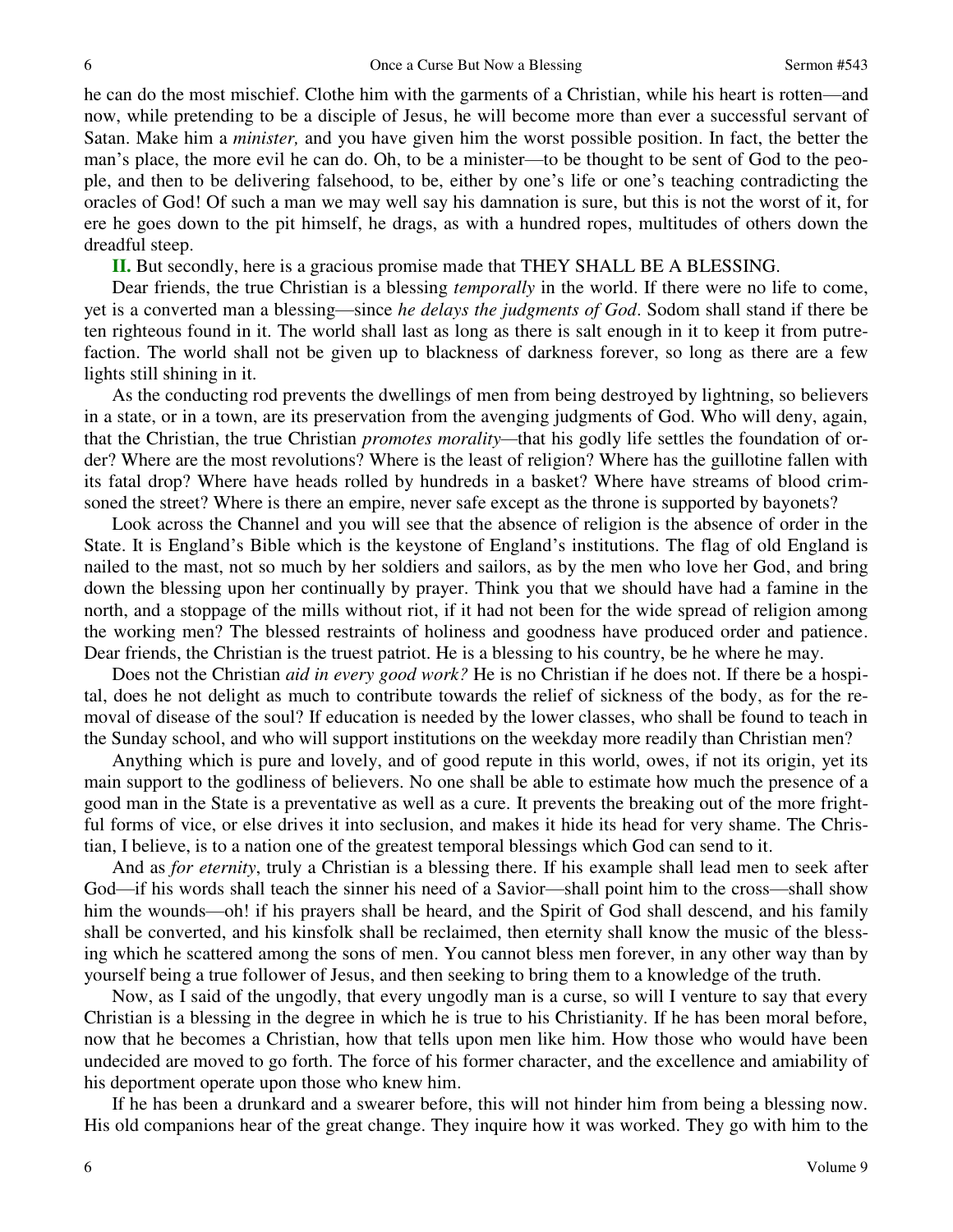he can do the most mischief. Clothe him with the garments of a Christian, while his heart is rotten—and now, while pretending to be a disciple of Jesus, he will become more than ever a successful servant of Satan. Make him a *minister,* and you have given him the worst possible position. In fact, the better the man's place, the more evil he can do. Oh, to be a minister—to be thought to be sent of God to the people, and then to be delivering falsehood, to be, either by one's life or one's teaching contradicting the oracles of God! Of such a man we may well say his damnation is sure, but this is not the worst of it, for ere he goes down to the pit himself, he drags, as with a hundred ropes, multitudes of others down the dreadful steep.

**II.** But secondly, here is a gracious promise made that THEY SHALL BE A BLESSING.

Dear friends, the true Christian is a blessing *temporally* in the world. If there were no life to come, yet is a converted man a blessing—since *he delays the judgments of God*. Sodom shall stand if there be ten righteous found in it. The world shall last as long as there is salt enough in it to keep it from putrefaction. The world shall not be given up to blackness of darkness forever, so long as there are a few lights still shining in it.

As the conducting rod prevents the dwellings of men from being destroyed by lightning, so believers in a state, or in a town, are its preservation from the avenging judgments of God. Who will deny, again, that the Christian, the true Christian *promotes morality*—that his godly life settles the foundation of order? Where are the most revolutions? Where is the least of religion? Where has the guillotine fallen with its fatal drop? Where have heads rolled by hundreds in a basket? Where have streams of blood crimsoned the street? Where is there an empire, never safe except as the throne is supported by bayonets?

Look across the Channel and you will see that the absence of religion is the absence of order in the State. It is England's Bible which is the keystone of England's institutions. The flag of old England is nailed to the mast, not so much by her soldiers and sailors, as by the men who love her God, and bring down the blessing upon her continually by prayer. Think you that we should have had a famine in the north, and a stoppage of the mills without riot, if it had not been for the wide spread of religion among the working men? The blessed restraints of holiness and goodness have produced order and patience. Dear friends, the Christian is the truest patriot. He is a blessing to his country, be he where he may.

Does not the Christian *aid in every good work?* He is no Christian if he does not. If there be a hospital, does he not delight as much to contribute towards the relief of sickness of the body, as for the removal of disease of the soul? If education is needed by the lower classes, who shall be found to teach in the Sunday school, and who will support institutions on the weekday more readily than Christian men?

Anything which is pure and lovely, and of good repute in this world, owes, if not its origin, yet its main support to the godliness of believers. No one shall be able to estimate how much the presence of a good man in the State is a preventative as well as a cure. It prevents the breaking out of the more frightful forms of vice, or else drives it into seclusion, and makes it hide its head for very shame. The Christian, I believe, is to a nation one of the greatest temporal blessings which God can send to it.

And as *for eternity*, truly a Christian is a blessing there. If his example shall lead men to seek after God—if his words shall teach the sinner his need of a Savior—shall point him to the cross—shall show him the wounds—oh! if his prayers shall be heard, and the Spirit of God shall descend, and his family shall be converted, and his kinsfolk shall be reclaimed, then eternity shall know the music of the blessing which he scattered among the sons of men. You cannot bless men forever, in any other way than by yourself being a true follower of Jesus, and then seeking to bring them to a knowledge of the truth.

Now, as I said of the ungodly, that every ungodly man is a curse, so will I venture to say that every Christian is a blessing in the degree in which he is true to his Christianity. If he has been moral before, now that he becomes a Christian, how that tells upon men like him. How those who would have been undecided are moved to go forth. The force of his former character, and the excellence and amiability of his deportment operate upon those who knew him.

If he has been a drunkard and a swearer before, this will not hinder him from being a blessing now. His old companions hear of the great change. They inquire how it was worked. They go with him to the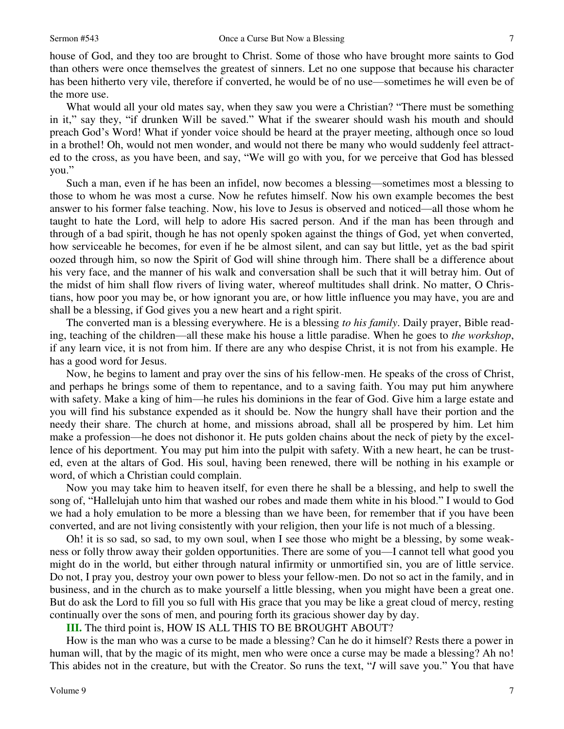house of God, and they too are brought to Christ. Some of those who have brought more saints to God than others were once themselves the greatest of sinners. Let no one suppose that because his character has been hitherto very vile, therefore if converted, he would be of no use—sometimes he will even be of the more use.

What would all your old mates say, when they saw you were a Christian? "There must be something in it," say they, "if drunken Will be saved." What if the swearer should wash his mouth and should preach God's Word! What if yonder voice should be heard at the prayer meeting, although once so loud in a brothel! Oh, would not men wonder, and would not there be many who would suddenly feel attracted to the cross, as you have been, and say, "We will go with you, for we perceive that God has blessed you."

Such a man, even if he has been an infidel, now becomes a blessing—sometimes most a blessing to those to whom he was most a curse. Now he refutes himself. Now his own example becomes the best answer to his former false teaching. Now, his love to Jesus is observed and noticed—all those whom he taught to hate the Lord, will help to adore His sacred person. And if the man has been through and through of a bad spirit, though he has not openly spoken against the things of God, yet when converted, how serviceable he becomes, for even if he be almost silent, and can say but little, yet as the bad spirit oozed through him, so now the Spirit of God will shine through him. There shall be a difference about his very face, and the manner of his walk and conversation shall be such that it will betray him. Out of the midst of him shall flow rivers of living water, whereof multitudes shall drink. No matter, O Christians, how poor you may be, or how ignorant you are, or how little influence you may have, you are and shall be a blessing, if God gives you a new heart and a right spirit.

The converted man is a blessing everywhere. He is a blessing *to his family*. Daily prayer, Bible reading, teaching of the children—all these make his house a little paradise. When he goes to *the workshop*, if any learn vice, it is not from him. If there are any who despise Christ, it is not from his example. He has a good word for Jesus.

Now, he begins to lament and pray over the sins of his fellow-men. He speaks of the cross of Christ, and perhaps he brings some of them to repentance, and to a saving faith. You may put him anywhere with safety. Make a king of him—he rules his dominions in the fear of God. Give him a large estate and you will find his substance expended as it should be. Now the hungry shall have their portion and the needy their share. The church at home, and missions abroad, shall all be prospered by him. Let him make a profession—he does not dishonor it. He puts golden chains about the neck of piety by the excellence of his deportment. You may put him into the pulpit with safety. With a new heart, he can be trusted, even at the altars of God. His soul, having been renewed, there will be nothing in his example or word, of which a Christian could complain.

Now you may take him to heaven itself, for even there he shall be a blessing, and help to swell the song of, "Hallelujah unto him that washed our robes and made them white in his blood." I would to God we had a holy emulation to be more a blessing than we have been, for remember that if you have been converted, and are not living consistently with your religion, then your life is not much of a blessing.

Oh! it is so sad, so sad, to my own soul, when I see those who might be a blessing, by some weakness or folly throw away their golden opportunities. There are some of you—I cannot tell what good you might do in the world, but either through natural infirmity or unmortified sin, you are of little service. Do not, I pray you, destroy your own power to bless your fellow-men. Do not so act in the family, and in business, and in the church as to make yourself a little blessing, when you might have been a great one. But do ask the Lord to fill you so full with His grace that you may be like a great cloud of mercy, resting continually over the sons of men, and pouring forth its gracious shower day by day.

**III.** The third point is, HOW IS ALL THIS TO BE BROUGHT ABOUT?

How is the man who was a curse to be made a blessing? Can he do it himself? Rests there a power in human will, that by the magic of its might, men who were once a curse may be made a blessing? Ah no! This abides not in the creature, but with the Creator. So runs the text, "*I* will save you." You that have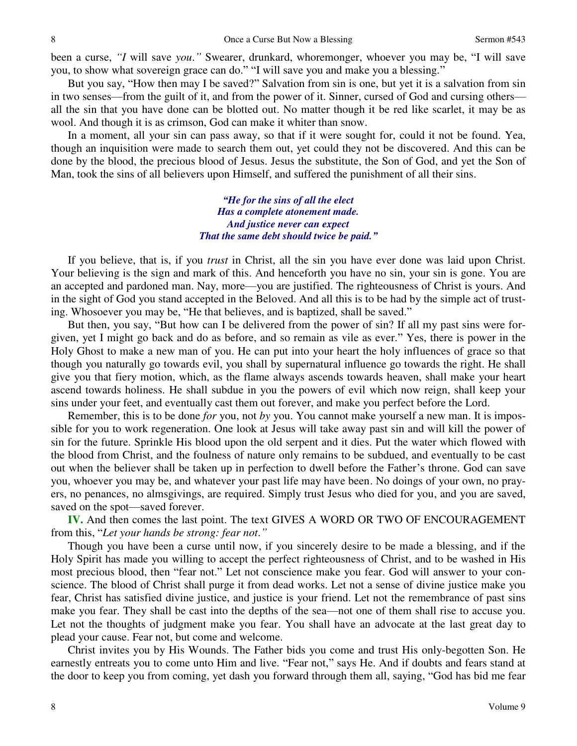been a curse, *"I* will save *you."* Swearer, drunkard, whoremonger, whoever you may be, "I will save you, to show what sovereign grace can do." "I will save you and make you a blessing."

But you say, "How then may I be saved?" Salvation from sin is one, but yet it is a salvation from sin in two senses—from the guilt of it, and from the power of it. Sinner, cursed of God and cursing others—all the sin that you have done can be blotted out. No matter though it be red like scarlet, it may be as wool. And though it is as crimson, God can make it whiter than snow.

In a moment, all your sin can pass away, so that if it were sought for, could it not be found. Yea, though an inquisition were made to search them out, yet could they not be discovered. And this can be done by the blood, the precious blood of Jesus. Jesus the substitute, the Son of God, and yet the Son of Man, took the sins of all believers upon Himself, and suffered the punishment of all their sins.

> ***"He for the sins of all the elect***
> ***Has a complete atonement made.***
> ***And justice never can expect***
> ***That the same debt should twice be paid."***

If you believe, that is, if you *trust* in Christ, all the sin you have ever done was laid upon Christ. Your believing is the sign and mark of this. And henceforth you have no sin, your sin is gone. You are an accepted and pardoned man. Nay, more—you are justified. The righteousness of Christ is yours. And in the sight of God you stand accepted in the Beloved. And all this is to be had by the simple act of trusting. Whosoever you may be, "He that believes, and is baptized, shall be saved."

But then, you say, "But how can I be delivered from the power of sin? If all my past sins were forgiven, yet I might go back and do as before, and so remain as vile as ever." Yes, there is power in the Holy Ghost to make a new man of you. He can put into your heart the holy influences of grace so that though you naturally go towards evil, you shall by supernatural influence go towards the right. He shall give you that fiery motion, which, as the flame always ascends towards heaven, shall make your heart ascend towards holiness. He shall subdue in you the powers of evil which now reign, shall keep your sins under your feet, and eventually cast them out forever, and make you perfect before the Lord.

Remember, this is to be done *for* you, not *by* you. You cannot make yourself a new man. It is impossible for you to work regeneration. One look at Jesus will take away past sin and will kill the power of sin for the future. Sprinkle His blood upon the old serpent and it dies. Put the water which flowed with the blood from Christ, and the foulness of nature only remains to be subdued, and eventually to be cast out when the believer shall be taken up in perfection to dwell before the Father's throne. God can save you, whoever you may be, and whatever your past life may have been. No doings of your own, no prayers, no penances, no almsgivings, are required. Simply trust Jesus who died for you, and you are saved, saved on the spot—saved forever.

**IV.** And then comes the last point. The text GIVES A WORD OR TWO OF ENCOURAGEMENT from this, "*Let your hands be strong: fear not."*

Though you have been a curse until now, if you sincerely desire to be made a blessing, and if the Holy Spirit has made you willing to accept the perfect righteousness of Christ, and to be washed in His most precious blood, then "fear not." Let not conscience make you fear. God will answer to your conscience. The blood of Christ shall purge it from dead works. Let not a sense of divine justice make you fear, Christ has satisfied divine justice, and justice is your friend. Let not the remembrance of past sins make you fear. They shall be cast into the depths of the sea—not one of them shall rise to accuse you. Let not the thoughts of judgment make you fear. You shall have an advocate at the last great day to plead your cause. Fear not, but come and welcome.

Christ invites you by His Wounds. The Father bids you come and trust His only-begotten Son. He earnestly entreats you to come unto Him and live. "Fear not," says He. And if doubts and fears stand at the door to keep you from coming, yet dash you forward through them all, saying, "God has bid me fear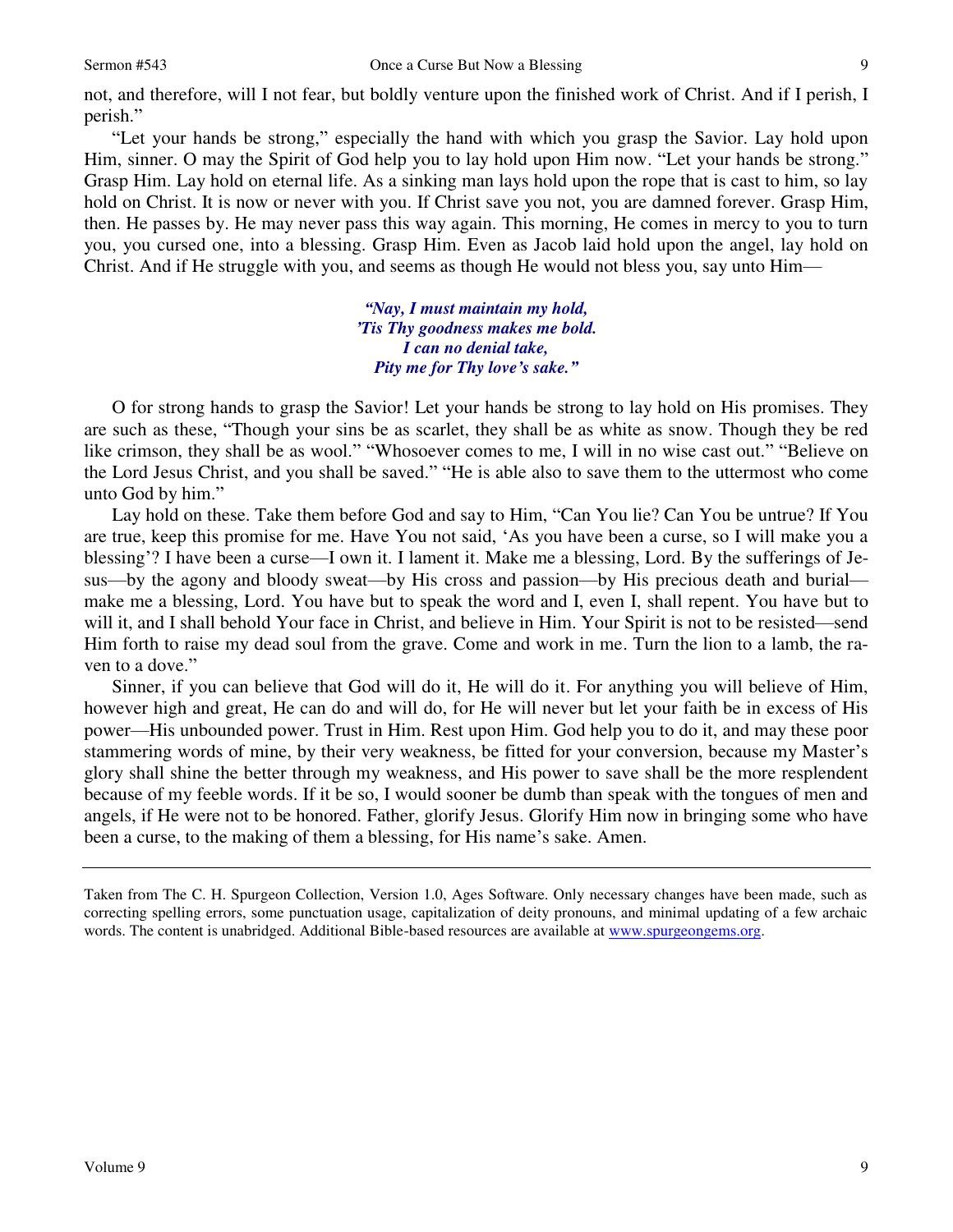not, and therefore, will I not fear, but boldly venture upon the finished work of Christ. And if I perish, I perish."

"Let your hands be strong," especially the hand with which you grasp the Savior. Lay hold upon Him, sinner. O may the Spirit of God help you to lay hold upon Him now. "Let your hands be strong." Grasp Him. Lay hold on eternal life. As a sinking man lays hold upon the rope that is cast to him, so lay hold on Christ. It is now or never with you. If Christ save you not, you are damned forever. Grasp Him, then. He passes by. He may never pass this way again. This morning, He comes in mercy to you to turn you, you cursed one, into a blessing. Grasp Him. Even as Jacob laid hold upon the angel, lay hold on Christ. And if He struggle with you, and seems as though He would not bless you, say unto Him—

> ***"Nay, I must maintain my hold,***
> ***'Tis Thy goodness makes me bold.***
> ***I can no denial take,***
> ***Pity me for Thy love's sake."***

O for strong hands to grasp the Savior! Let your hands be strong to lay hold on His promises. They are such as these, "Though your sins be as scarlet, they shall be as white as snow. Though they be red like crimson, they shall be as wool." "Whosoever comes to me, I will in no wise cast out." "Believe on the Lord Jesus Christ, and you shall be saved." "He is able also to save them to the uttermost who come unto God by him."

Lay hold on these. Take them before God and say to Him, "Can You lie? Can You be untrue? If You are true, keep this promise for me. Have You not said, 'As you have been a curse, so I will make you a blessing'? I have been a curse—I own it. I lament it. Make me a blessing, Lord. By the sufferings of Jesus—by the agony and bloody sweat—by His cross and passion—by His precious death and burial—make me a blessing, Lord. You have but to speak the word and I, even I, shall repent. You have but to will it, and I shall behold Your face in Christ, and believe in Him. Your Spirit is not to be resisted—send Him forth to raise my dead soul from the grave. Come and work in me. Turn the lion to a lamb, the raven to a dove."

Sinner, if you can believe that God will do it, He will do it. For anything you will believe of Him, however high and great, He can do and will do, for He will never but let your faith be in excess of His power—His unbounded power. Trust in Him. Rest upon Him. God help you to do it, and may these poor stammering words of mine, by their very weakness, be fitted for your conversion, because my Master's glory shall shine the better through my weakness, and His power to save shall be the more resplendent because of my feeble words. If it be so, I would sooner be dumb than speak with the tongues of men and angels, if He were not to be honored. Father, glorify Jesus. Glorify Him now in bringing some who have been a curse, to the making of them a blessing, for His name's sake. Amen.

---

Taken from The C. H. Spurgeon Collection, Version 1.0, Ages Software. Only necessary changes have been made, such as correcting spelling errors, some punctuation usage, capitalization of deity pronouns, and minimal updating of a few archaic words. The content is unabridged. Additional Bible-based resources are available at www.spurgeongems.org.